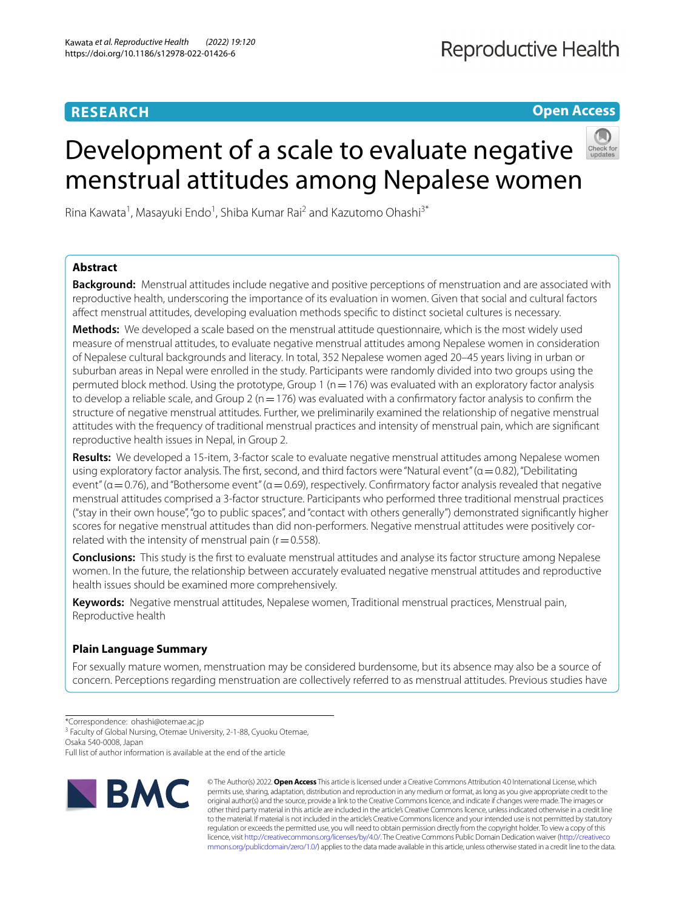RESEARCH

Open Access

# Development of a scale to evaluate negative menstrual attitudes among Nepalese women

Rina Kawata[1], Masayuki Endo[1], Shiba Kumar Rai[2] and Kazutomo Ohashi[3*]

## Abstract

**Background:** Menstrual attitudes include negative and positive perceptions of menstruation and are associated with reproductive health, underscoring the importance of its evaluation in women. Given that social and cultural factors affect menstrual attitudes, developing evaluation methods specific to distinct societal cultures is necessary.

**Methods:** We developed a scale based on the menstrual attitude questionnaire, which is the most widely used measure of menstrual attitudes, to evaluate negative menstrual attitudes among Nepalese women in consideration of Nepalese cultural backgrounds and literacy. In total, 352 Nepalese women aged 20–45 years living in urban or suburban areas in Nepal were enrolled in the study. Participants were randomly divided into two groups using the permuted block method. Using the prototype, Group 1 (n = 176) was evaluated with an exploratory factor analysis to develop a reliable scale, and Group 2 (n = 176) was evaluated with a confirmatory factor analysis to confirm the structure of negative menstrual attitudes. Further, we preliminarily examined the relationship of negative menstrual attitudes with the frequency of traditional menstrual practices and intensity of menstrual pain, which are significant reproductive health issues in Nepal, in Group 2.

**Results:** We developed a 15-item, 3-factor scale to evaluate negative menstrual attitudes among Nepalese women using exploratory factor analysis. The first, second, and third factors were "Natural event" (α = 0.82), "Debilitating event" (α = 0.76), and "Bothersome event" (α = 0.69), respectively. Confirmatory factor analysis revealed that negative menstrual attitudes comprised a 3-factor structure. Participants who performed three traditional menstrual practices ("stay in their own house", "go to public spaces", and "contact with others generally") demonstrated significantly higher scores for negative menstrual attitudes than did non-performers. Negative menstrual attitudes were positively correlated with the intensity of menstrual pain (r = 0.558).

**Conclusions:** This study is the first to evaluate menstrual attitudes and analyse its factor structure among Nepalese women. In the future, the relationship between accurately evaluated negative menstrual attitudes and reproductive health issues should be examined more comprehensively.

**Keywords:** Negative menstrual attitudes, Nepalese women, Traditional menstrual practices, Menstrual pain, Reproductive health

## Plain Language Summary

For sexually mature women, menstruation may be considered burdensome, but its absence may also be a source of concern. Perceptions regarding menstruation are collectively referred to as menstrual attitudes. Previous studies have

*Correspondence: ohashi@otemae.ac.jp

[3] Faculty of Global Nursing, Otemae University, 2-1-88, Cyuoku Otemae, Osaka 540-0008, Japan

Full list of author information is available at the end of the article

© The Author(s) 2022. **Open Access** This article is licensed under a Creative Commons Attribution 4.0 International License, which permits use, sharing, adaptation, distribution and reproduction in any medium or format, as long as you give appropriate credit to the original author(s) and the source, provide a link to the Creative Commons licence, and indicate if changes were made. The images or other third party material in this article are included in the article's Creative Commons licence, unless indicated otherwise in a credit line to the material. If material is not included in the article's Creative Commons licence and your intended use is not permitted by statutory regulation or exceeds the permitted use, you will need to obtain permission directly from the copyright holder. To view a copy of this licence, visit http://creativecommons.org/licenses/by/4.0/. The Creative Commons Public Domain Dedication waiver (http://creativecommons.org/publicdomain/zero/1.0/) applies to the data made available in this article, unless otherwise stated in a credit line to the data.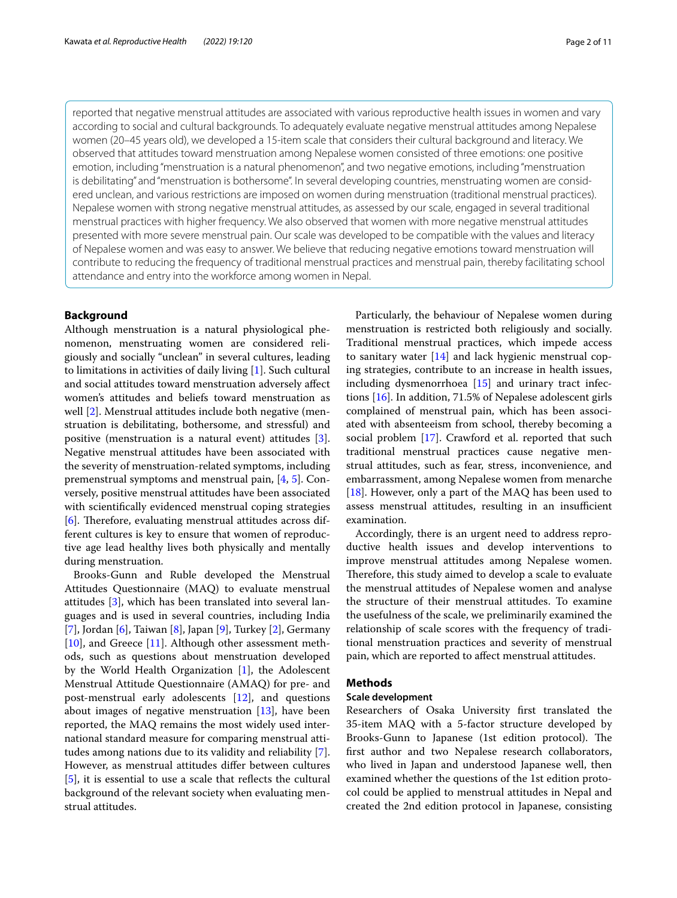reported that negative menstrual attitudes are associated with various reproductive health issues in women and vary according to social and cultural backgrounds. To adequately evaluate negative menstrual attitudes among Nepalese women (20–45 years old), we developed a 15-item scale that considers their cultural background and literacy. We observed that attitudes toward menstruation among Nepalese women consisted of three emotions: one positive emotion, including "menstruation is a natural phenomenon", and two negative emotions, including "menstruation is debilitating" and "menstruation is bothersome". In several developing countries, menstruating women are considered unclean, and various restrictions are imposed on women during menstruation (traditional menstrual practices). Nepalese women with strong negative menstrual attitudes, as assessed by our scale, engaged in several traditional menstrual practices with higher frequency. We also observed that women with more negative menstrual attitudes presented with more severe menstrual pain. Our scale was developed to be compatible with the values and literacy of Nepalese women and was easy to answer. We believe that reducing negative emotions toward menstruation will contribute to reducing the frequency of traditional menstrual practices and menstrual pain, thereby facilitating school attendance and entry into the workforce among women in Nepal.

## Background

Although menstruation is a natural physiological phenomenon, menstruating women are considered religiously and socially "unclean" in several cultures, leading to limitations in activities of daily living [1]. Such cultural and social attitudes toward menstruation adversely affect women's attitudes and beliefs toward menstruation as well [2]. Menstrual attitudes include both negative (menstruation is debilitating, bothersome, and stressful) and positive (menstruation is a natural event) attitudes [3]. Negative menstrual attitudes have been associated with the severity of menstruation-related symptoms, including premenstrual symptoms and menstrual pain, [4, 5]. Conversely, positive menstrual attitudes have been associated with scientifically evidenced menstrual coping strategies [6]. Therefore, evaluating menstrual attitudes across different cultures is key to ensure that women of reproductive age lead healthy lives both physically and mentally during menstruation.

Brooks-Gunn and Ruble developed the Menstrual Attitudes Questionnaire (MAQ) to evaluate menstrual attitudes [3], which has been translated into several languages and is used in several countries, including India [7], Jordan [6], Taiwan [8], Japan [9], Turkey [2], Germany [10], and Greece [11]. Although other assessment methods, such as questions about menstruation developed by the World Health Organization [1], the Adolescent Menstrual Attitude Questionnaire (AMAQ) for pre- and post-menstrual early adolescents [12], and questions about images of negative menstruation [13], have been reported, the MAQ remains the most widely used international standard measure for comparing menstrual attitudes among nations due to its validity and reliability [7]. However, as menstrual attitudes differ between cultures [5], it is essential to use a scale that reflects the cultural background of the relevant society when evaluating menstrual attitudes.

Particularly, the behaviour of Nepalese women during menstruation is restricted both religiously and socially. Traditional menstrual practices, which impede access to sanitary water [14] and lack hygienic menstrual coping strategies, contribute to an increase in health issues, including dysmenorrhoea [15] and urinary tract infections [16]. In addition, 71.5% of Nepalese adolescent girls complained of menstrual pain, which has been associated with absenteeism from school, thereby becoming a social problem [17]. Crawford et al. reported that such traditional menstrual practices cause negative menstrual attitudes, such as fear, stress, inconvenience, and embarrassment, among Nepalese women from menarche [18]. However, only a part of the MAQ has been used to assess menstrual attitudes, resulting in an insufficient examination.

Accordingly, there is an urgent need to address reproductive health issues and develop interventions to improve menstrual attitudes among Nepalese women. Therefore, this study aimed to develop a scale to evaluate the menstrual attitudes of Nepalese women and analyse the structure of their menstrual attitudes. To examine the usefulness of the scale, we preliminarily examined the relationship of scale scores with the frequency of traditional menstruation practices and severity of menstrual pain, which are reported to affect menstrual attitudes.

## Methods

### Scale development

Researchers of Osaka University first translated the 35-item MAQ with a 5-factor structure developed by Brooks-Gunn to Japanese (1st edition protocol). The first author and two Nepalese research collaborators, who lived in Japan and understood Japanese well, then examined whether the questions of the 1st edition protocol could be applied to menstrual attitudes in Nepal and created the 2nd edition protocol in Japanese, consisting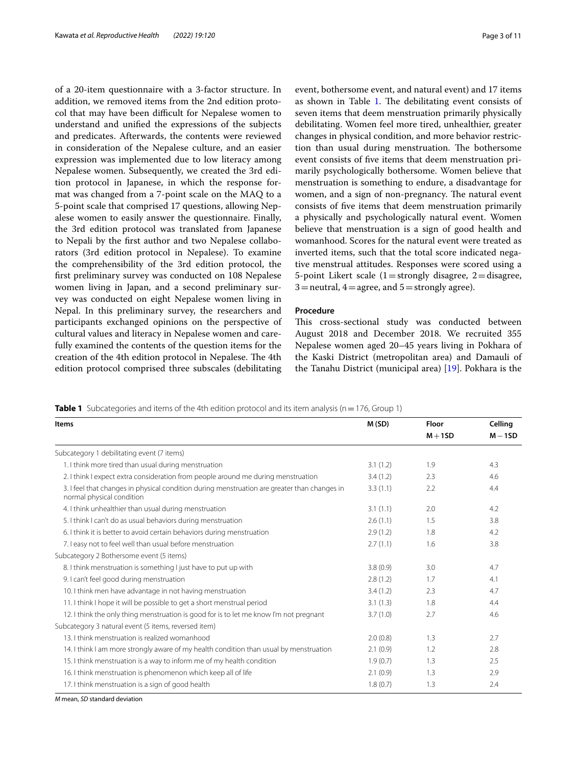of a 20-item questionnaire with a 3-factor structure. In addition, we removed items from the 2nd edition protocol that may have been difficult for Nepalese women to understand and unified the expressions of the subjects and predicates. Afterwards, the contents were reviewed in consideration of the Nepalese culture, and an easier expression was implemented due to low literacy among Nepalese women. Subsequently, we created the 3rd edition protocol in Japanese, in which the response format was changed from a 7-point scale on the MAQ to a 5-point scale that comprised 17 questions, allowing Nepalese women to easily answer the questionnaire. Finally, the 3rd edition protocol was translated from Japanese to Nepali by the first author and two Nepalese collaborators (3rd edition protocol in Nepalese). To examine the comprehensibility of the 3rd edition protocol, the first preliminary survey was conducted on 108 Nepalese women living in Japan, and a second preliminary survey was conducted on eight Nepalese women living in Nepal. In this preliminary survey, the researchers and participants exchanged opinions on the perspective of cultural values and literacy in Nepalese women and carefully examined the contents of the question items for the creation of the 4th edition protocol in Nepalese. The 4th edition protocol comprised three subscales (debilitating event, bothersome event, and natural event) and 17 items as shown in Table 1. The debilitating event consists of seven items that deem menstruation primarily physically debilitating. Women feel more tired, unhealthier, greater changes in physical condition, and more behavior restriction than usual during menstruation. The bothersome event consists of five items that deem menstruation primarily psychologically bothersome. Women believe that menstruation is something to endure, a disadvantage for women, and a sign of non-pregnancy. The natural event consists of five items that deem menstruation primarily a physically and psychologically natural event. Women believe that menstruation is a sign of good health and womanhood. Scores for the natural event were treated as inverted items, such that the total score indicated negative menstrual attitudes. Responses were scored using a 5-point Likert scale (1 = strongly disagree, 2 = disagree, 3 = neutral, 4 = agree, and 5 = strongly agree).

### Procedure

This cross-sectional study was conducted between August 2018 and December 2018. We recruited 355 Nepalese women aged 20–45 years living in Pokhara of the Kaski District (metropolitan area) and Damauli of the Tanahu District (municipal area) [19]. Pokhara is the

**Table 1** Subcategories and items of the 4th edition protocol and its item analysis (n = 176, Group 1)

| Items | M (SD) | Floor<br>M + 1SD | Celling<br>M − 1SD |
|---|---|---|---|
| Subcategory 1 debilitating event (7 items) | | | |
| 1. I think more tired than usual during menstruation | 3.1 (1.2) | 1.9 | 4.3 |
| 2. I think I expect extra consideration from people around me during menstruation | 3.4 (1.2) | 2.3 | 4.6 |
| 3. I feel that changes in physical condition during menstruation are greater than changes in normal physical condition | 3.3 (1.1) | 2.2 | 4.4 |
| 4. I think unhealthier than usual during menstruation | 3.1 (1.1) | 2.0 | 4.2 |
| 5. I think I can't do as usual behaviors during menstruation | 2.6 (1.1) | 1.5 | 3.8 |
| 6. I think it is better to avoid certain behaviors during menstruation | 2.9 (1.2) | 1.8 | 4.2 |
| 7. I easy not to feel well than usual before menstruation | 2.7 (1.1) | 1.6 | 3.8 |
| Subcategory 2 Bothersome event (5 items) | | | |
| 8. I think menstruation is something I just have to put up with | 3.8 (0.9) | 3.0 | 4.7 |
| 9. I can't feel good during menstruation | 2.8 (1.2) | 1.7 | 4.1 |
| 10. I think men have advantage in not having menstruation | 3.4 (1.2) | 2.3 | 4.7 |
| 11. I think I hope it will be possible to get a short menstrual period | 3.1 (1.3) | 1.8 | 4.4 |
| 12. I think the only thing menstruation is good for is to let me know I'm not pregnant | 3.7 (1.0) | 2.7 | 4.6 |
| Subcategory 3 natural event (5 items, reversed item) | | | |
| 13. I think menstruation is realized womanhood | 2.0 (0.8) | 1.3 | 2.7 |
| 14. I think I am more strongly aware of my health condition than usual by menstruation | 2.1 (0.9) | 1.2 | 2.8 |
| 15. I think menstruation is a way to inform me of my health condition | 1.9 (0.7) | 1.3 | 2.5 |
| 16. I think menstruation is phenomenon which keep all of life | 2.1 (0.9) | 1.3 | 2.9 |
| 17. I think menstruation is a sign of good health | 1.8 (0.7) | 1.3 | 2.4 |

*M* mean, *SD* standard deviation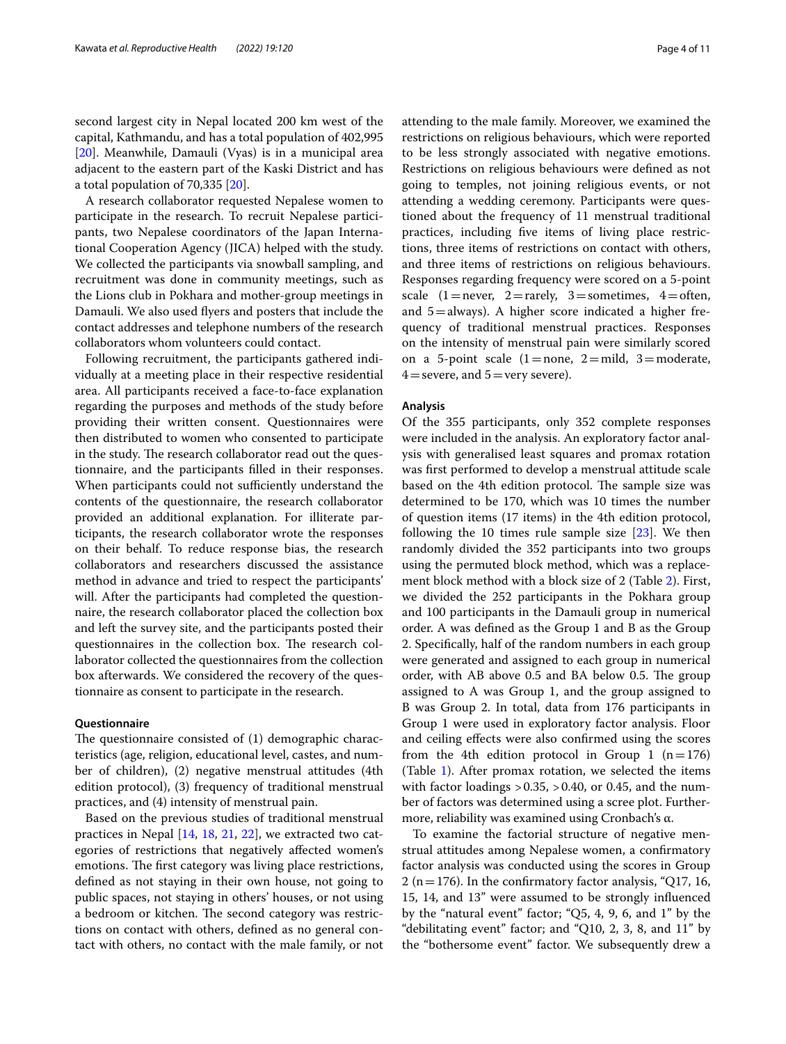second largest city in Nepal located 200 km west of the capital, Kathmandu, and has a total population of 402,995 [20]. Meanwhile, Damauli (Vyas) is in a municipal area adjacent to the eastern part of the Kaski District and has a total population of 70,335 [20].

A research collaborator requested Nepalese women to participate in the research. To recruit Nepalese participants, two Nepalese coordinators of the Japan International Cooperation Agency (JICA) helped with the study. We collected the participants via snowball sampling, and recruitment was done in community meetings, such as the Lions club in Pokhara and mother-group meetings in Damauli. We also used flyers and posters that include the contact addresses and telephone numbers of the research collaborators whom volunteers could contact.

Following recruitment, the participants gathered individually at a meeting place in their respective residential area. All participants received a face-to-face explanation regarding the purposes and methods of the study before providing their written consent. Questionnaires were then distributed to women who consented to participate in the study. The research collaborator read out the questionnaire, and the participants filled in their responses. When participants could not sufficiently understand the contents of the questionnaire, the research collaborator provided an additional explanation. For illiterate participants, the research collaborator wrote the responses on their behalf. To reduce response bias, the research collaborators and researchers discussed the assistance method in advance and tried to respect the participants' will. After the participants had completed the questionnaire, the research collaborator placed the collection box and left the survey site, and the participants posted their questionnaires in the collection box. The research collaborator collected the questionnaires from the collection box afterwards. We considered the recovery of the questionnaire as consent to participate in the research.

### Questionnaire

The questionnaire consisted of (1) demographic characteristics (age, religion, educational level, castes, and number of children), (2) negative menstrual attitudes (4th edition protocol), (3) frequency of traditional menstrual practices, and (4) intensity of menstrual pain.

Based on the previous studies of traditional menstrual practices in Nepal [14, 18, 21, 22], we extracted two categories of restrictions that negatively affected women's emotions. The first category was living place restrictions, defined as not staying in their own house, not going to public spaces, not staying in others' houses, or not using a bedroom or kitchen. The second category was restrictions on contact with others, defined as no general contact with others, no contact with the male family, or not attending to the male family. Moreover, we examined the restrictions on religious behaviours, which were reported to be less strongly associated with negative emotions. Restrictions on religious behaviours were defined as not going to temples, not joining religious events, or not attending a wedding ceremony. Participants were questioned about the frequency of 11 menstrual traditional practices, including five items of living place restrictions, three items of restrictions on contact with others, and three items of restrictions on religious behaviours. Responses regarding frequency were scored on a 5-point scale (1 = never, 2 = rarely, 3 = sometimes, 4 = often, and 5 = always). A higher score indicated a higher frequency of traditional menstrual practices. Responses on the intensity of menstrual pain were similarly scored on a 5-point scale (1 = none, 2 = mild, 3 = moderate, 4 = severe, and 5 = very severe).

### Analysis

Of the 355 participants, only 352 complete responses were included in the analysis. An exploratory factor analysis with generalised least squares and promax rotation was first performed to develop a menstrual attitude scale based on the 4th edition protocol. The sample size was determined to be 170, which was 10 times the number of question items (17 items) in the 4th edition protocol, following the 10 times rule sample size [23]. We then randomly divided the 352 participants into two groups using the permuted block method, which was a replacement block method with a block size of 2 (Table 2). First, we divided the 252 participants in the Pokhara group and 100 participants in the Damauli group in numerical order. A was defined as the Group 1 and B as the Group 2. Specifically, half of the random numbers in each group were generated and assigned to each group in numerical order, with AB above 0.5 and BA below 0.5. The group assigned to A was Group 1, and the group assigned to B was Group 2. In total, data from 176 participants in Group 1 were used in exploratory factor analysis. Floor and ceiling effects were also confirmed using the scores from the 4th edition protocol in Group 1 ($n = 176$) (Table 1). After promax rotation, we selected the items with factor loadings > 0.35, > 0.40, or 0.45, and the number of factors was determined using a scree plot. Furthermore, reliability was examined using Cronbach's α.

To examine the factorial structure of negative menstrual attitudes among Nepalese women, a confirmatory factor analysis was conducted using the scores in Group 2 ($n = 176$). In the confirmatory factor analysis, "Q17, 16, 15, 14, and 13" were assumed to be strongly influenced by the "natural event" factor; "Q5, 4, 9, 6, and 1" by the "debilitating event" factor; and "Q10, 2, 3, 8, and 11" by the "bothersome event" factor. We subsequently drew a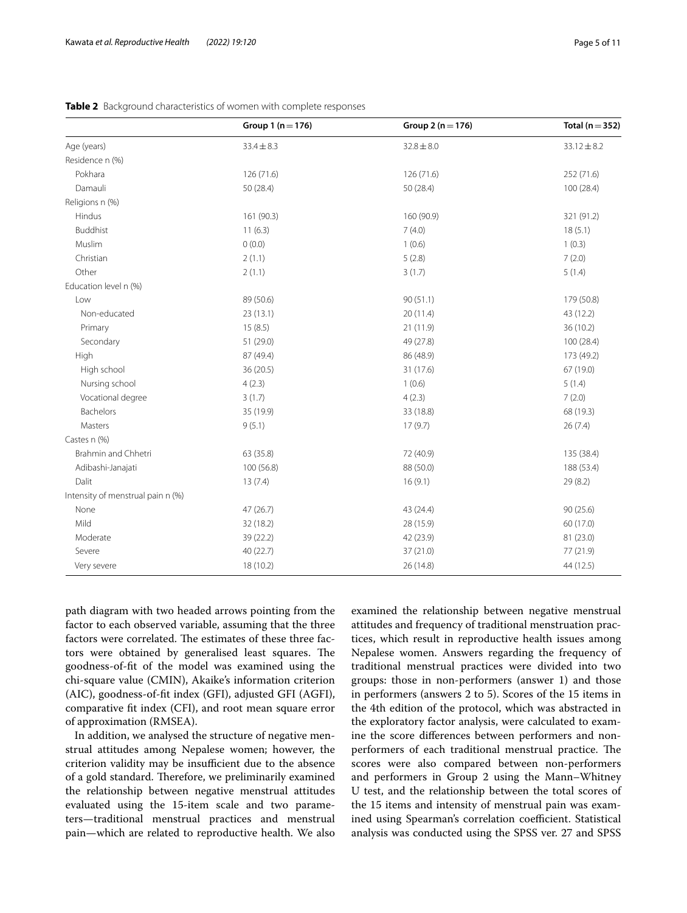**Table 2** Background characteristics of women with complete responses

| | Group 1 (n = 176) | Group 2 (n = 176) | Total (n = 352) |
|---|---|---|---|
| Age (years) | 33.4 ± 8.3 | 32.8 ± 8.0 | 33.12 ± 8.2 |
| Residence n (%) | | | |
| Pokhara | 126 (71.6) | 126 (71.6) | 252 (71.6) |
| Damauli | 50 (28.4) | 50 (28.4) | 100 (28.4) |
| Religions n (%) | | | |
| Hindus | 161 (90.3) | 160 (90.9) | 321 (91.2) |
| Buddhist | 11 (6.3) | 7 (4.0) | 18 (5.1) |
| Muslim | 0 (0.0) | 1 (0.6) | 1 (0.3) |
| Christian | 2 (1.1) | 5 (2.8) | 7 (2.0) |
| Other | 2 (1.1) | 3 (1.7) | 5 (1.4) |
| Education level n (%) | | | |
| Low | 89 (50.6) | 90 (51.1) | 179 (50.8) |
| Non-educated | 23 (13.1) | 20 (11.4) | 43 (12.2) |
| Primary | 15 (8.5) | 21 (11.9) | 36 (10.2) |
| Secondary | 51 (29.0) | 49 (27.8) | 100 (28.4) |
| High | 87 (49.4) | 86 (48.9) | 173 (49.2) |
| High school | 36 (20.5) | 31 (17.6) | 67 (19.0) |
| Nursing school | 4 (2.3) | 1 (0.6) | 5 (1.4) |
| Vocational degree | 3 (1.7) | 4 (2.3) | 7 (2.0) |
| Bachelors | 35 (19.9) | 33 (18.8) | 68 (19.3) |
| Masters | 9 (5.1) | 17 (9.7) | 26 (7.4) |
| Castes n (%) | | | |
| Brahmin and Chhetri | 63 (35.8) | 72 (40.9) | 135 (38.4) |
| Adibashi-Janajati | 100 (56.8) | 88 (50.0) | 188 (53.4) |
| Dalit | 13 (7.4) | 16 (9.1) | 29 (8.2) |
| Intensity of menstrual pain n (%) | | | |
| None | 47 (26.7) | 43 (24.4) | 90 (25.6) |
| Mild | 32 (18.2) | 28 (15.9) | 60 (17.0) |
| Moderate | 39 (22.2) | 42 (23.9) | 81 (23.0) |
| Severe | 40 (22.7) | 37 (21.0) | 77 (21.9) |
| Very severe | 18 (10.2) | 26 (14.8) | 44 (12.5) |

path diagram with two headed arrows pointing from the factor to each observed variable, assuming that the three factors were correlated. The estimates of these three factors were obtained by generalised least squares. The goodness-of-fit of the model was examined using the chi-square value (CMIN), Akaike's information criterion (AIC), goodness-of-fit index (GFI), adjusted GFI (AGFI), comparative fit index (CFI), and root mean square error of approximation (RMSEA).

In addition, we analysed the structure of negative menstrual attitudes among Nepalese women; however, the criterion validity may be insufficient due to the absence of a gold standard. Therefore, we preliminarily examined the relationship between negative menstrual attitudes evaluated using the 15-item scale and two parameters—traditional menstrual practices and menstrual pain—which are related to reproductive health. We also examined the relationship between negative menstrual attitudes and frequency of traditional menstruation practices, which result in reproductive health issues among Nepalese women. Answers regarding the frequency of traditional menstrual practices were divided into two groups: those in non-performers (answer 1) and those in performers (answers 2 to 5). Scores of the 15 items in the 4th edition of the protocol, which was abstracted in the exploratory factor analysis, were calculated to examine the score differences between performers and non-performers of each traditional menstrual practice. The scores were also compared between non-performers and performers in Group 2 using the Mann–Whitney U test, and the relationship between the total scores of the 15 items and intensity of menstrual pain was examined using Spearman's correlation coefficient. Statistical analysis was conducted using the SPSS ver. 27 and SPSS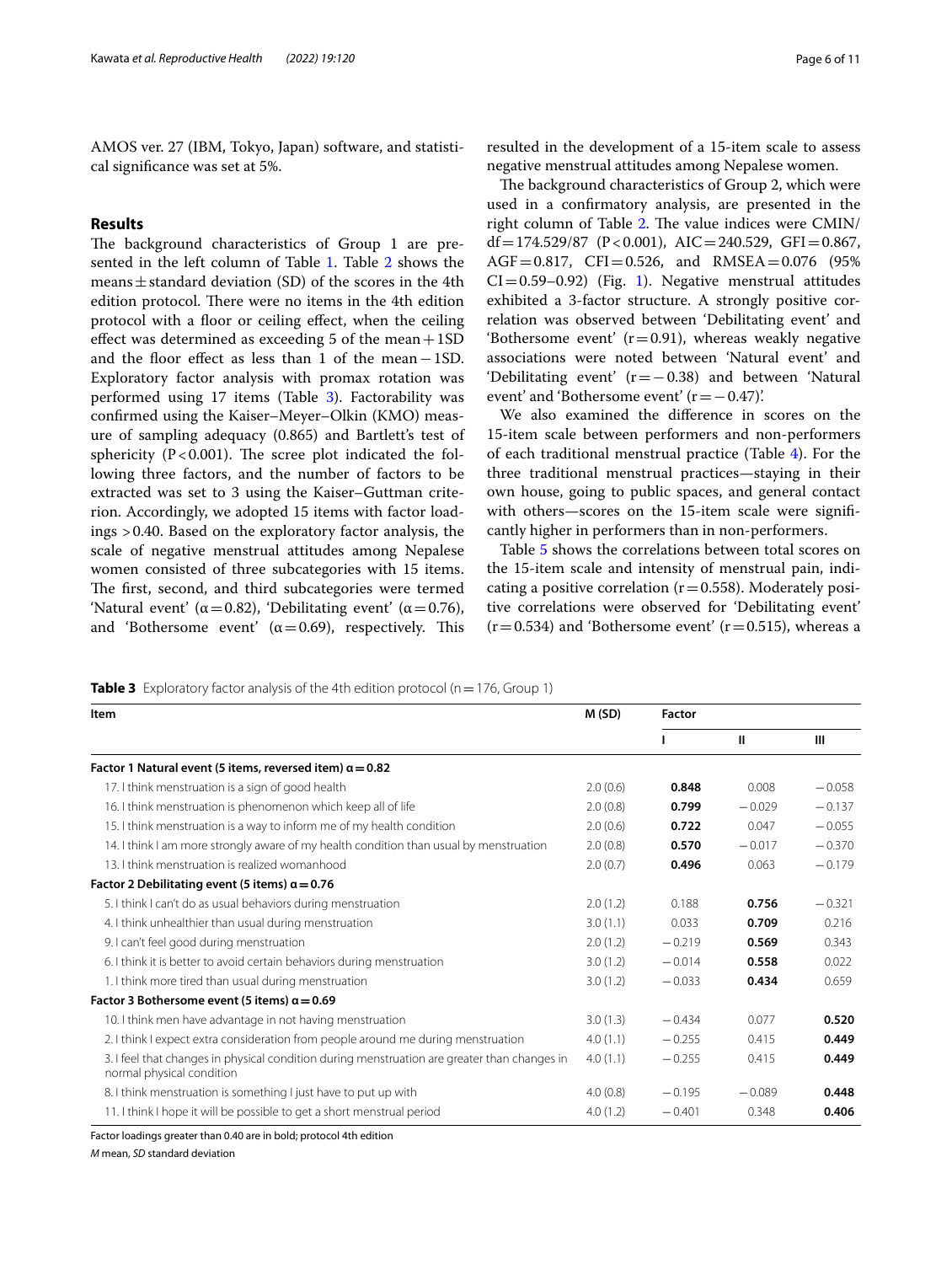AMOS ver. 27 (IBM, Tokyo, Japan) software, and statistical significance was set at 5%.

## Results

The background characteristics of Group 1 are presented in the left column of Table 1. Table 2 shows the means ± standard deviation (SD) of the scores in the 4th edition protocol. There were no items in the 4th edition protocol with a floor or ceiling effect, when the ceiling effect was determined as exceeding 5 of the mean + 1SD and the floor effect as less than 1 of the mean − 1SD. Exploratory factor analysis with promax rotation was performed using 17 items (Table 3). Factorability was confirmed using the Kaiser–Meyer–Olkin (KMO) measure of sampling adequacy (0.865) and Bartlett's test of sphericity ($P < 0.001$). The scree plot indicated the following three factors, and the number of factors to be extracted was set to 3 using the Kaiser–Guttman criterion. Accordingly, we adopted 15 items with factor loadings > 0.40. Based on the exploratory factor analysis, the scale of negative menstrual attitudes among Nepalese women consisted of three subcategories with 15 items. The first, second, and third subcategories were termed 'Natural event' ($\alpha = 0.82$), 'Debilitating event' ($\alpha = 0.76$), and 'Bothersome event' ($\alpha = 0.69$), respectively. This resulted in the development of a 15-item scale to assess negative menstrual attitudes among Nepalese women.

The background characteristics of Group 2, which were used in a confirmatory analysis, are presented in the right column of Table 2. The value indices were CMIN/df = 174.529/87 ($P < 0.001$), AIC = 240.529, GFI = 0.867, AGF = 0.817, CFI = 0.526, and RMSEA = 0.076 (95% CI = 0.59–0.92) (Fig. 1). Negative menstrual attitudes exhibited a 3-factor structure. A strongly positive correlation was observed between 'Debilitating event' and 'Bothersome event' ($r = 0.91$), whereas weakly negative associations were noted between 'Natural event' and 'Debilitating event' ($r = -0.38$) and between 'Natural event' and 'Bothersome event' ($r = -0.47$)'.

We also examined the difference in scores on the 15-item scale between performers and non-performers of each traditional menstrual practice (Table 4). For the three traditional menstrual practices—staying in their own house, going to public spaces, and general contact with others—scores on the 15-item scale were significantly higher in performers than in non-performers.

Table 5 shows the correlations between total scores on the 15-item scale and intensity of menstrual pain, indicating a positive correlation ($r = 0.558$). Moderately positive correlations were observed for 'Debilitating event' ($r = 0.534$) and 'Bothersome event' ($r = 0.515$), whereas a

**Table 3** Exploratory factor analysis of the 4th edition protocol (n = 176, Group 1)

| Item | M (SD) | Factor | | |
|---|---|---|---|---|
| | | I | II | III |
| **Factor 1 Natural event (5 items, reversed item) α = 0.82** | | | | |
| 17. I think menstruation is a sign of good health | 2.0 (0.6) | **0.848** | 0.008 | −0.058 |
| 16. I think menstruation is phenomenon which keep all of life | 2.0 (0.8) | **0.799** | −0.029 | −0.137 |
| 15. I think menstruation is a way to inform me of my health condition | 2.0 (0.6) | **0.722** | 0.047 | −0.055 |
| 14. I think I am more strongly aware of my health condition than usual by menstruation | 2.0 (0.8) | **0.570** | −0.017 | −0.370 |
| 13. I think menstruation is realized womanhood | 2.0 (0.7) | **0.496** | 0.063 | −0.179 |
| **Factor 2 Debilitating event (5 items) α = 0.76** | | | | |
| 5. I think I can't do as usual behaviors during menstruation | 2.0 (1.2) | 0.188 | **0.756** | −0.321 |
| 4. I think unhealthier than usual during menstruation | 3.0 (1.1) | 0.033 | **0.709** | 0.216 |
| 9. I can't feel good during menstruation | 2.0 (1.2) | −0.219 | **0.569** | 0.343 |
| 6. I think it is better to avoid certain behaviors during menstruation | 3.0 (1.2) | −0.014 | **0.558** | 0.022 |
| 1. I think more tired than usual during menstruation | 3.0 (1.2) | −0.033 | **0.434** | 0.659 |
| **Factor 3 Bothersome event (5 items) α = 0.69** | | | | |
| 10. I think men have advantage in not having menstruation | 3.0 (1.3) | −0.434 | 0.077 | **0.520** |
| 2. I think I expect extra consideration from people around me during menstruation | 4.0 (1.1) | −0.255 | 0.415 | **0.449** |
| 3. I feel that changes in physical condition during menstruation are greater than changes in normal physical condition | 4.0 (1.1) | −0.255 | 0.415 | **0.449** |
| 8. I think menstruation is something I just have to put up with | 4.0 (0.8) | −0.195 | −0.089 | **0.448** |
| 11. I think I hope it will be possible to get a short menstrual period | 4.0 (1.2) | −0.401 | 0.348 | **0.406** |

Factor loadings greater than 0.40 are in bold; protocol 4th edition

*M* mean, *SD* standard deviation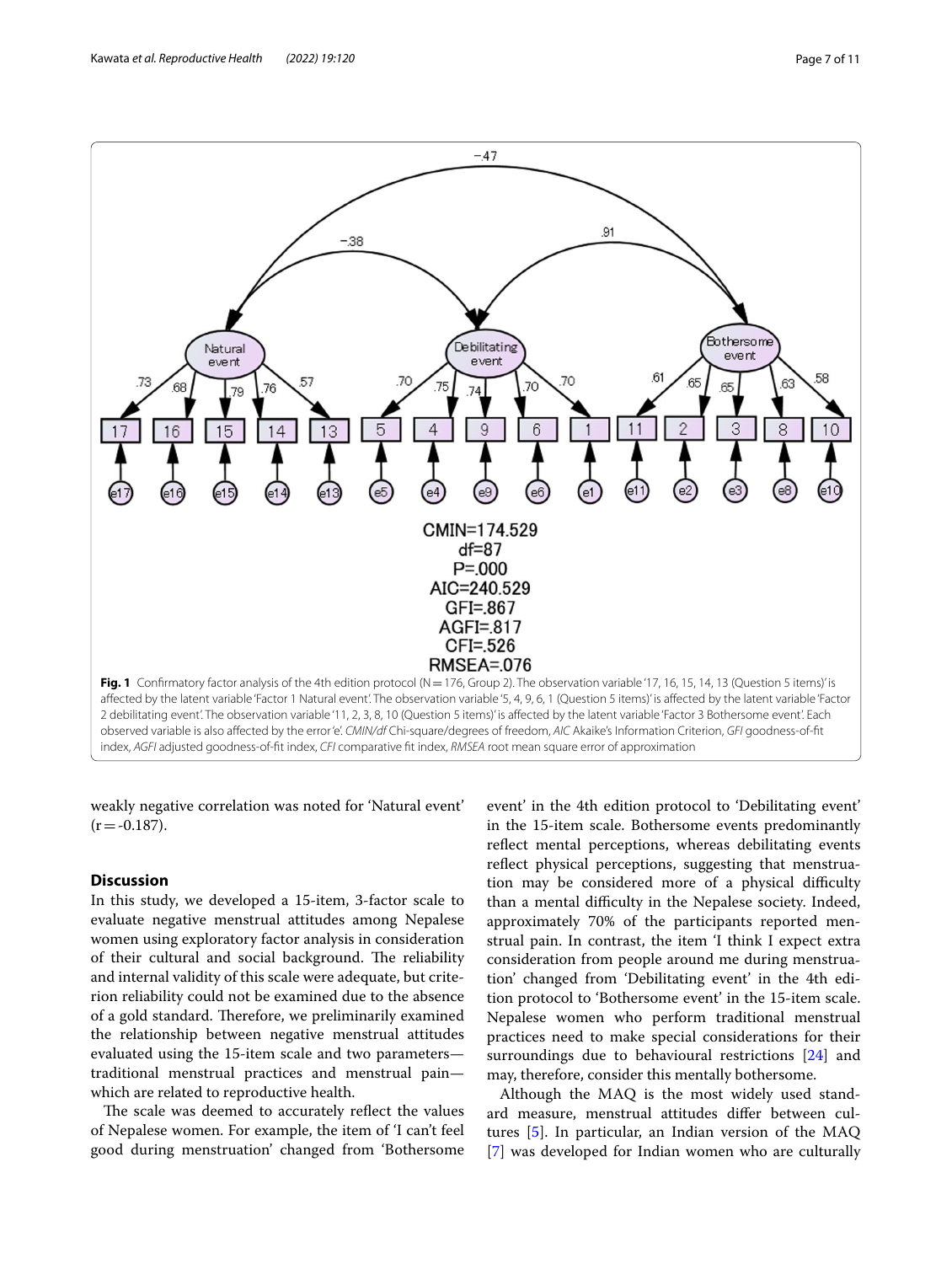CMIN=174.529
df=87
P=.000
AIC=240.529
GFI=.867
AGFI=.817
CFI=.526
RMSEA=.076

**Fig. 1** Confirmatory factor analysis of the 4th edition protocol (N = 176, Group 2). The observation variable '17, 16, 15, 14, 13 (Question 5 items)' is affected by the latent variable 'Factor 1 Natural event'. The observation variable '5, 4, 9, 6, 1 (Question 5 items)' is affected by the latent variable 'Factor 2 debilitating event'. The observation variable '11, 2, 3, 8, 10 (Question 5 items)' is affected by the latent variable 'Factor 3 Bothersome event'. Each observed variable is also affected by the error 'e'. *CMIN/df* Chi-square/degrees of freedom, *AIC* Akaike's Information Criterion, *GFI* goodness-of-fit index, *AGFI* adjusted goodness-of-fit index, *CFI* comparative fit index, *RMSEA* root mean square error of approximation

weakly negative correlation was noted for 'Natural event' (r = -0.187).

## Discussion

In this study, we developed a 15-item, 3-factor scale to evaluate negative menstrual attitudes among Nepalese women using exploratory factor analysis in consideration of their cultural and social background. The reliability and internal validity of this scale were adequate, but criterion reliability could not be examined due to the absence of a gold standard. Therefore, we preliminarily examined the relationship between negative menstrual attitudes evaluated using the 15-item scale and two parameters—traditional menstrual practices and menstrual pain—which are related to reproductive health.

The scale was deemed to accurately reflect the values of Nepalese women. For example, the item of 'I can't feel good during menstruation' changed from 'Bothersome event' in the 4th edition protocol to 'Debilitating event' in the 15-item scale. Bothersome events predominantly reflect mental perceptions, whereas debilitating events reflect physical perceptions, suggesting that menstruation may be considered more of a physical difficulty than a mental difficulty in the Nepalese society. Indeed, approximately 70% of the participants reported menstrual pain. In contrast, the item 'I think I expect extra consideration from people around me during menstruation' changed from 'Debilitating event' in the 4th edition protocol to 'Bothersome event' in the 15-item scale. Nepalese women who perform traditional menstrual practices need to make special considerations for their surroundings due to behavioural restrictions [24] and may, therefore, consider this mentally bothersome.

Although the MAQ is the most widely used standard measure, menstrual attitudes differ between cultures [5]. In particular, an Indian version of the MAQ [7] was developed for Indian women who are culturally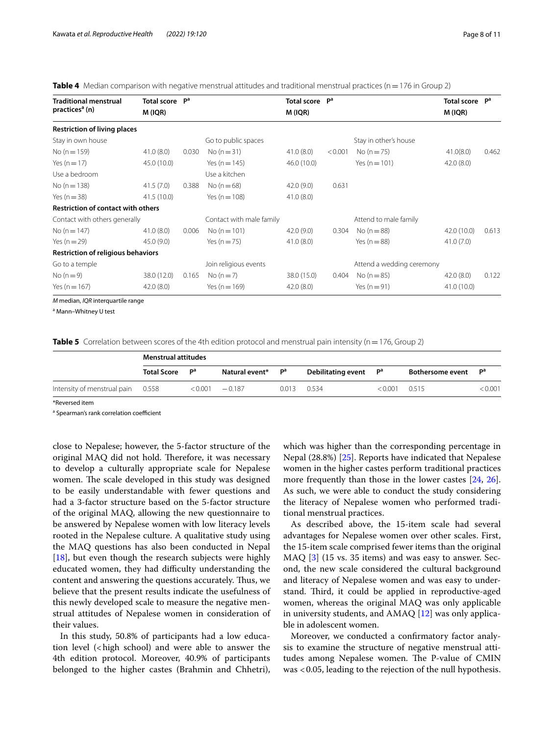**Table 4** Median comparison with negative menstrual attitudes and traditional menstrual practices (n = 176 in Group 2)

| Traditional menstrual practices[a] (n) | Total score M (IQR) | P[a] | | Total score M (IQR) | P[a] | | Total score M (IQR) | P[a] |
|---|---|---|---|---|---|---|---|---|
| **Restriction of living places** | | | | | | | | |
| Stay in own house | | | Go to public spaces | | | Stay in other's house | | |
| No (n = 159) | 41.0 (8.0) | 0.030 | No (n = 31) | 41.0 (8.0) | < 0.001 | No (n = 75) | 41.0(8.0) | 0.462 |
| Yes (n = 17) | 45.0 (10.0) | | Yes (n = 145) | 46.0 (10.0) | | Yes (n = 101) | 42.0 (8.0) | |
| Use a bedroom | | | Use a kitchen | | | | | |
| No (n = 138) | 41.5 (7.0) | 0.388 | No (n = 68) | 42.0 (9.0) | 0.631 | | | |
| Yes (n = 38) | 41.5 (10.0) | | Yes (n = 108) | 41.0 (8.0) | | | | |
| **Restriction of contact with others** | | | | | | | | |
| Contact with others generally | | | Contact with male family | | | Attend to male family | | |
| No (n = 147) | 41.0 (8.0) | 0.006 | No (n = 101) | 42.0 (9.0) | 0.304 | No (n = 88) | 42.0 (10.0) | 0.613 |
| Yes (n = 29) | 45.0 (9.0) | | Yes (n = 75) | 41.0 (8.0) | | Yes (n = 88) | 41.0 (7.0) | |
| **Restriction of religious behaviors** | | | | | | | | |
| Go to a temple | | | Join religious events | | | Attend a wedding ceremony | | |
| No (n = 9) | 38.0 (12.0) | 0.165 | No (n = 7) | 38.0 (15.0) | 0.404 | No (n = 85) | 42.0 (8.0) | 0.122 |
| Yes (n = 167) | 42.0 (8.0) | | Yes (n = 169) | 42.0 (8.0) | | Yes (n = 91) | 41.0 (10.0) | |

*M* median, *IQR* interquartile range

[a] Mann–Whitney U test

**Table 5** Correlation between scores of the 4th edition protocol and menstrual pain intensity (n = 176, Group 2)

| | Menstrual attitudes | | | | | | | |
|---|---|---|---|---|---|---|---|---|
| | Total Score | P[a] | Natural event* | P[a] | Debilitating event | P[a] | Bothersome event | P[a] |
| Intensity of menstrual pain | 0.558 | < 0.001 | − 0.187 | 0.013 | 0.534 | < 0.001 | 0.515 | < 0.001 |

*Reversed item

[a] Spearman's rank correlation coefficient

close to Nepalese; however, the 5-factor structure of the original MAQ did not hold. Therefore, it was necessary to develop a culturally appropriate scale for Nepalese women. The scale developed in this study was designed to be easily understandable with fewer questions and had a 3-factor structure based on the 5-factor structure of the original MAQ, allowing the new questionnaire to be answered by Nepalese women with low literacy levels rooted in the Nepalese culture. A qualitative study using the MAQ questions has also been conducted in Nepal [18], but even though the research subjects were highly educated women, they had difficulty understanding the content and answering the questions accurately. Thus, we believe that the present results indicate the usefulness of this newly developed scale to measure the negative menstrual attitudes of Nepalese women in consideration of their values.

In this study, 50.8% of participants had a low education level (< high school) and were able to answer the 4th edition protocol. Moreover, 40.9% of participants belonged to the higher castes (Brahmin and Chhetri), which was higher than the corresponding percentage in Nepal (28.8%) [25]. Reports have indicated that Nepalese women in the higher castes perform traditional practices more frequently than those in the lower castes [24, 26]. As such, we were able to conduct the study considering the literacy of Nepalese women who performed traditional menstrual practices.

As described above, the 15-item scale had several advantages for Nepalese women over other scales. First, the 15-item scale comprised fewer items than the original MAQ [3] (15 vs. 35 items) and was easy to answer. Second, the new scale considered the cultural background and literacy of Nepalese women and was easy to understand. Third, it could be applied in reproductive-aged women, whereas the original MAQ was only applicable in university students, and AMAQ [12] was only applicable in adolescent women.

Moreover, we conducted a confirmatory factor analysis to examine the structure of negative menstrual attitudes among Nepalese women. The P-value of CMIN was < 0.05, leading to the rejection of the null hypothesis.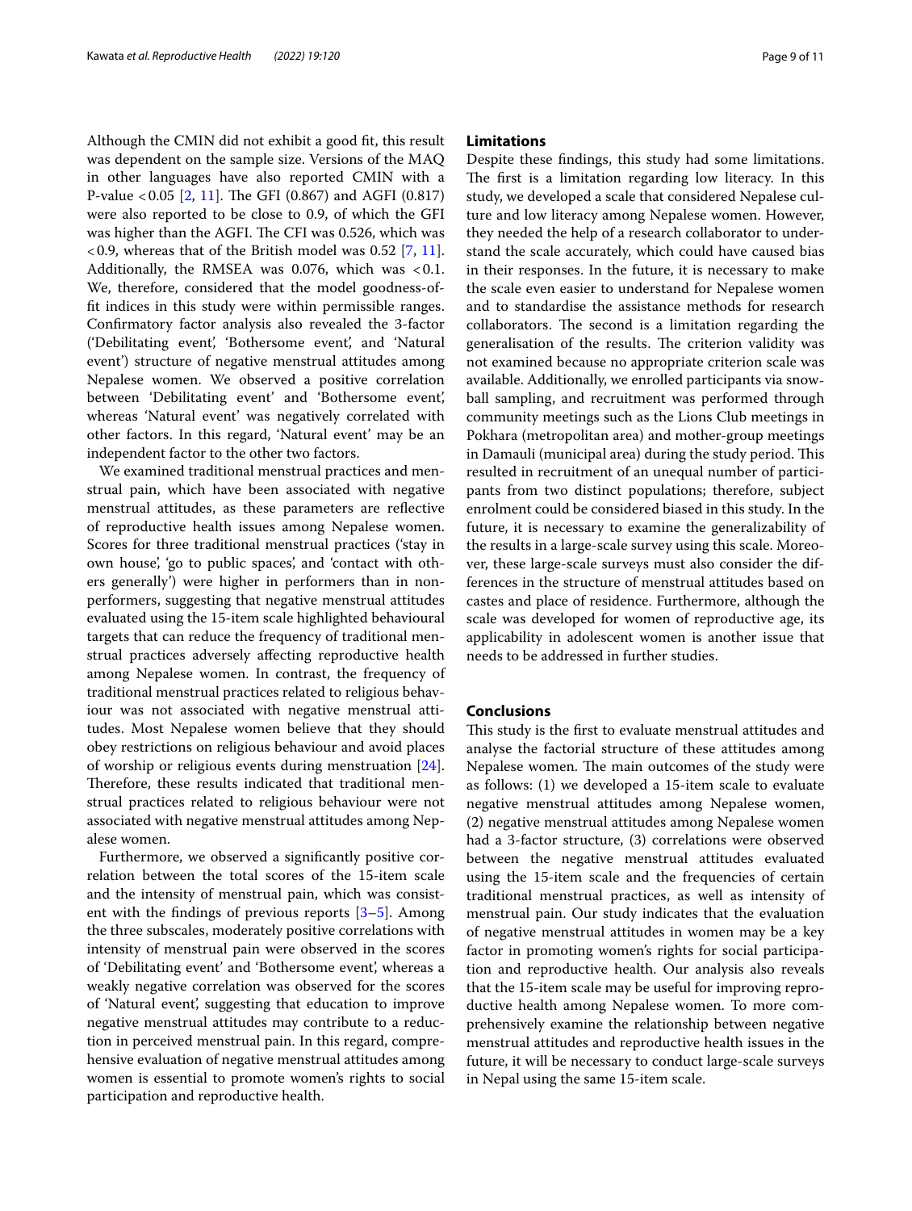Although the CMIN did not exhibit a good fit, this result was dependent on the sample size. Versions of the MAQ in other languages have also reported CMIN with a P-value $<0.05$ [2, 11]. The GFI (0.867) and AGFI (0.817) were also reported to be close to 0.9, of which the GFI was higher than the AGFI. The CFI was 0.526, which was $<0.9$, whereas that of the British model was 0.52 [7, 11]. Additionally, the RMSEA was 0.076, which was $<0.1$. We, therefore, considered that the model goodness-of-fit indices in this study were within permissible ranges. Confirmatory factor analysis also revealed the 3-factor ('Debilitating event', 'Bothersome event', and 'Natural event') structure of negative menstrual attitudes among Nepalese women. We observed a positive correlation between 'Debilitating event' and 'Bothersome event', whereas 'Natural event' was negatively correlated with other factors. In this regard, 'Natural event' may be an independent factor to the other two factors.

We examined traditional menstrual practices and menstrual pain, which have been associated with negative menstrual attitudes, as these parameters are reflective of reproductive health issues among Nepalese women. Scores for three traditional menstrual practices ('stay in own house', 'go to public spaces', and 'contact with others generally') were higher in performers than in non-performers, suggesting that negative menstrual attitudes evaluated using the 15-item scale highlighted behavioural targets that can reduce the frequency of traditional menstrual practices adversely affecting reproductive health among Nepalese women. In contrast, the frequency of traditional menstrual practices related to religious behaviour was not associated with negative menstrual attitudes. Most Nepalese women believe that they should obey restrictions on religious behaviour and avoid places of worship or religious events during menstruation [24]. Therefore, these results indicated that traditional menstrual practices related to religious behaviour were not associated with negative menstrual attitudes among Nepalese women.

Furthermore, we observed a significantly positive correlation between the total scores of the 15-item scale and the intensity of menstrual pain, which was consistent with the findings of previous reports [3–5]. Among the three subscales, moderately positive correlations with intensity of menstrual pain were observed in the scores of 'Debilitating event' and 'Bothersome event', whereas a weakly negative correlation was observed for the scores of 'Natural event', suggesting that education to improve negative menstrual attitudes may contribute to a reduction in perceived menstrual pain. In this regard, comprehensive evaluation of negative menstrual attitudes among women is essential to promote women's rights to social participation and reproductive health.

## Limitations

Despite these findings, this study had some limitations. The first is a limitation regarding low literacy. In this study, we developed a scale that considered Nepalese culture and low literacy among Nepalese women. However, they needed the help of a research collaborator to understand the scale accurately, which could have caused bias in their responses. In the future, it is necessary to make the scale even easier to understand for Nepalese women and to standardise the assistance methods for research collaborators. The second is a limitation regarding the generalisation of the results. The criterion validity was not examined because no appropriate criterion scale was available. Additionally, we enrolled participants via snowball sampling, and recruitment was performed through community meetings such as the Lions Club meetings in Pokhara (metropolitan area) and mother-group meetings in Damauli (municipal area) during the study period. This resulted in recruitment of an unequal number of participants from two distinct populations; therefore, subject enrolment could be considered biased in this study. In the future, it is necessary to examine the generalizability of the results in a large-scale survey using this scale. Moreover, these large-scale surveys must also consider the differences in the structure of menstrual attitudes based on castes and place of residence. Furthermore, although the scale was developed for women of reproductive age, its applicability in adolescent women is another issue that needs to be addressed in further studies.

## Conclusions

This study is the first to evaluate menstrual attitudes and analyse the factorial structure of these attitudes among Nepalese women. The main outcomes of the study were as follows: (1) we developed a 15-item scale to evaluate negative menstrual attitudes among Nepalese women, (2) negative menstrual attitudes among Nepalese women had a 3-factor structure, (3) correlations were observed between the negative menstrual attitudes evaluated using the 15-item scale and the frequencies of certain traditional menstrual practices, as well as intensity of menstrual pain. Our study indicates that the evaluation of negative menstrual attitudes in women may be a key factor in promoting women's rights for social participation and reproductive health. Our analysis also reveals that the 15-item scale may be useful for improving reproductive health among Nepalese women. To more comprehensively examine the relationship between negative menstrual attitudes and reproductive health issues in the future, it will be necessary to conduct large-scale surveys in Nepal using the same 15-item scale.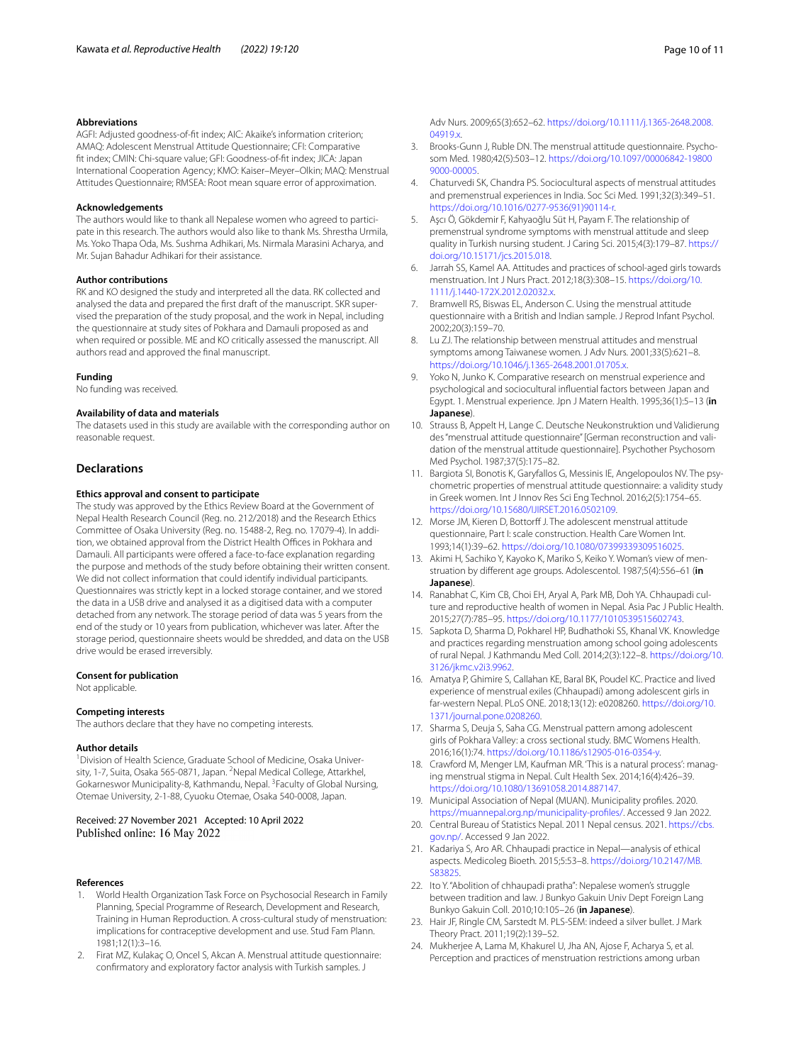### Abbreviations

AGFI: Adjusted goodness-of-fit index; AIC: Akaike's information criterion; AMAQ: Adolescent Menstrual Attitude Questionnaire; CFI: Comparative fit index; CMIN: Chi-square value; GFI: Goodness-of-fit index; JICA: Japan International Cooperation Agency; KMO: Kaiser–Meyer–Olkin; MAQ: Menstrual Attitudes Questionnaire; RMSEA: Root mean square error of approximation.

### Acknowledgements

The authors would like to thank all Nepalese women who agreed to participate in this research. The authors would also like to thank Ms. Shrestha Urmila, Ms. Yoko Thapa Oda, Ms. Sushma Adhikari, Ms. Nirmala Marasini Acharya, and Mr. Sujan Bahadur Adhikari for their assistance.

### Author contributions

RK and KO designed the study and interpreted all the data. RK collected and analysed the data and prepared the first draft of the manuscript. SKR supervised the preparation of the study proposal, and the work in Nepal, including the questionnaire at study sites of Pokhara and Damauli proposed as and when required or possible. ME and KO critically assessed the manuscript. All authors read and approved the final manuscript.

### Funding

No funding was received.

### Availability of data and materials

The datasets used in this study are available with the corresponding author on reasonable request.

## Declarations

### Ethics approval and consent to participate

The study was approved by the Ethics Review Board at the Government of Nepal Health Research Council (Reg. no. 212/2018) and the Research Ethics Committee of Osaka University (Reg. no. 15488-2, Reg. no. 17079-4). In addition, we obtained approval from the District Health Offices in Pokhara and Damauli. All participants were offered a face-to-face explanation regarding the purpose and methods of the study before obtaining their written consent. We did not collect information that could identify individual participants. Questionnaires was strictly kept in a locked storage container, and we stored the data in a USB drive and analysed it as a digitised data with a computer detached from any network. The storage period of data was 5 years from the end of the study or 10 years from publication, whichever was later. After the storage period, questionnaire sheets would be shredded, and data on the USB drive would be erased irreversibly.

### Consent for publication

Not applicable.

### Competing interests

The authors declare that they have no competing interests.

### Author details

[1]Division of Health Science, Graduate School of Medicine, Osaka University, 1-7, Suita, Osaka 565-0871, Japan. [2]Nepal Medical College, Attarkhel, Gokarneswor Municipality-8, Kathmandu, Nepal. [3]Faculty of Global Nursing, Otemae University, 2-1-88, Cyuoku Otemae, Osaka 540-0008, Japan.

Received: 27 November 2021 Accepted: 10 April 2022
Published online: 16 May 2022

### References

1. World Health Organization Task Force on Psychosocial Research in Family Planning, Special Programme of Research, Development and Research, Training in Human Reproduction. A cross-cultural study of menstruation: implications for contraceptive development and use. Stud Fam Plann. 1981;12(1):3–16.
2. Firat MZ, Kulakaç O, Oncel S, Akcan A. Menstrual attitude questionnaire: confirmatory and exploratory factor analysis with Turkish samples. J Adv Nurs. 2009;65(3):652–62. https://doi.org/10.1111/j.1365-2648.2008.04919.x.
3. Brooks-Gunn J, Ruble DN. The menstrual attitude questionnaire. Psychosom Med. 1980;42(5):503–12. https://doi.org/10.1097/00006842-198009000-00005.
4. Chaturvedi SK, Chandra PS. Sociocultural aspects of menstrual attitudes and premenstrual experiences in India. Soc Sci Med. 1991;32(3):349–51. https://doi.org/10.1016/0277-9536(91)90114-r.
5. Aşcı Ö, Gökdemir F, Kahyaoğlu Süt H, Payam F. The relationship of premenstrual syndrome symptoms with menstrual attitude and sleep quality in Turkish nursing student. J Caring Sci. 2015;4(3):179–87. https://doi.org/10.15171/jcs.2015.018.
6. Jarrah SS, Kamel AA. Attitudes and practices of school-aged girls towards menstruation. Int J Nurs Pract. 2012;18(3):308–15. https://doi.org/10.1111/j.1440-172X.2012.02032.x.
7. Bramwell RS, Biswas EL, Anderson C. Using the menstrual attitude questionnaire with a British and Indian sample. J Reprod Infant Psychol. 2002;20(3):159–70.
8. Lu ZJ. The relationship between menstrual attitudes and menstrual symptoms among Taiwanese women. J Adv Nurs. 2001;33(5):621–8. https://doi.org/10.1046/j.1365-2648.2001.01705.x.
9. Yoko N, Junko K. Comparative research on menstrual experience and psychological and sociocultural influential factors between Japan and Egypt. 1. Menstrual experience. Jpn J Matern Health. 1995;36(1):5–13 (**in Japanese**).
10. Strauss B, Appelt H, Lange C. Deutsche Neukonstruktion und Validierung des "menstrual attitude questionnaire" [German reconstruction and validation of the menstrual attitude questionnaire]. Psychother Psychosom Med Psychol. 1987;37(5):175–82.
11. Bargiota SI, Bonotis K, Garyfallos G, Messinis IE, Angelopoulos NV. The psychometric properties of menstrual attitude questionnaire: a validity study in Greek women. Int J Innov Res Sci Eng Technol. 2016;2(5):1754–65. https://doi.org/10.15680/IJIRSET.2016.0502109.
12. Morse JM, Kieren D, Bottorff J. The adolescent menstrual attitude questionnaire, Part I: scale construction. Health Care Women Int. 1993;14(1):39–62. https://doi.org/10.1080/07399339309516025.
13. Akimi H, Sachiko Y, Kayoko K, Mariko S, Keiko Y. Woman's view of menstruation by different age groups. Adolescentol. 1987;5(4):556–61 (**in Japanese**).
14. Ranabhat C, Kim CB, Choi EH, Aryal A, Park MB, Doh YA. Chhaupadi culture and reproductive health of women in Nepal. Asia Pac J Public Health. 2015;27(7):785–95. https://doi.org/10.1177/1010539515602743.
15. Sapkota D, Sharma D, Pokharel HP, Budhathoki SS, Khanal VK. Knowledge and practices regarding menstruation among school going adolescents of rural Nepal. J Kathmandu Med Coll. 2014;2(3):122–8. https://doi.org/10.3126/jkmc.v2i3.9962.
16. Amatya P, Ghimire S, Callahan KE, Baral BK, Poudel KC. Practice and lived experience of menstrual exiles (Chhaupadi) among adolescent girls in far-western Nepal. PLoS ONE. 2018;13(12): e0208260. https://doi.org/10.1371/journal.pone.0208260.
17. Sharma S, Deuja S, Saha CG. Menstrual pattern among adolescent girls of Pokhara Valley: a cross sectional study. BMC Womens Health. 2016;16(1):74. https://doi.org/10.1186/s12905-016-0354-y.
18. Crawford M, Menger LM, Kaufman MR. 'This is a natural process': managing menstrual stigma in Nepal. Cult Health Sex. 2014;16(4):426–39. https://doi.org/10.1080/13691058.2014.887147.
19. Municipal Association of Nepal (MUAN). Municipality profiles. 2020. https://muannepal.org.np/municipality-profiles/. Accessed 9 Jan 2022.
20. Central Bureau of Statistics Nepal. 2011 Nepal census. 2021. https://cbs.gov.np/. Accessed 9 Jan 2022.
21. Kadariya S, Aro AR. Chhaupadi practice in Nepal—analysis of ethical aspects. Medicoleg Bioeth. 2015;5:53–8. https://doi.org/10.2147/MB.S83825.
22. Ito Y. "Abolition of chhaupadi pratha": Nepalese women's struggle between tradition and law. J Bunkyo Gakuin Univ Dept Foreign Lang Bunkyo Gakuin Coll. 2010;10:105–26 (**in Japanese**).
23. Hair JF, Ringle CM, Sarstedt M. PLS-SEM: indeed a silver bullet. J Mark Theory Pract. 2011;19(2):139–52.
24. Mukherjee A, Lama M, Khakurel U, Jha AN, Ajose F, Acharya S, et al. Perception and practices of menstruation restrictions among urban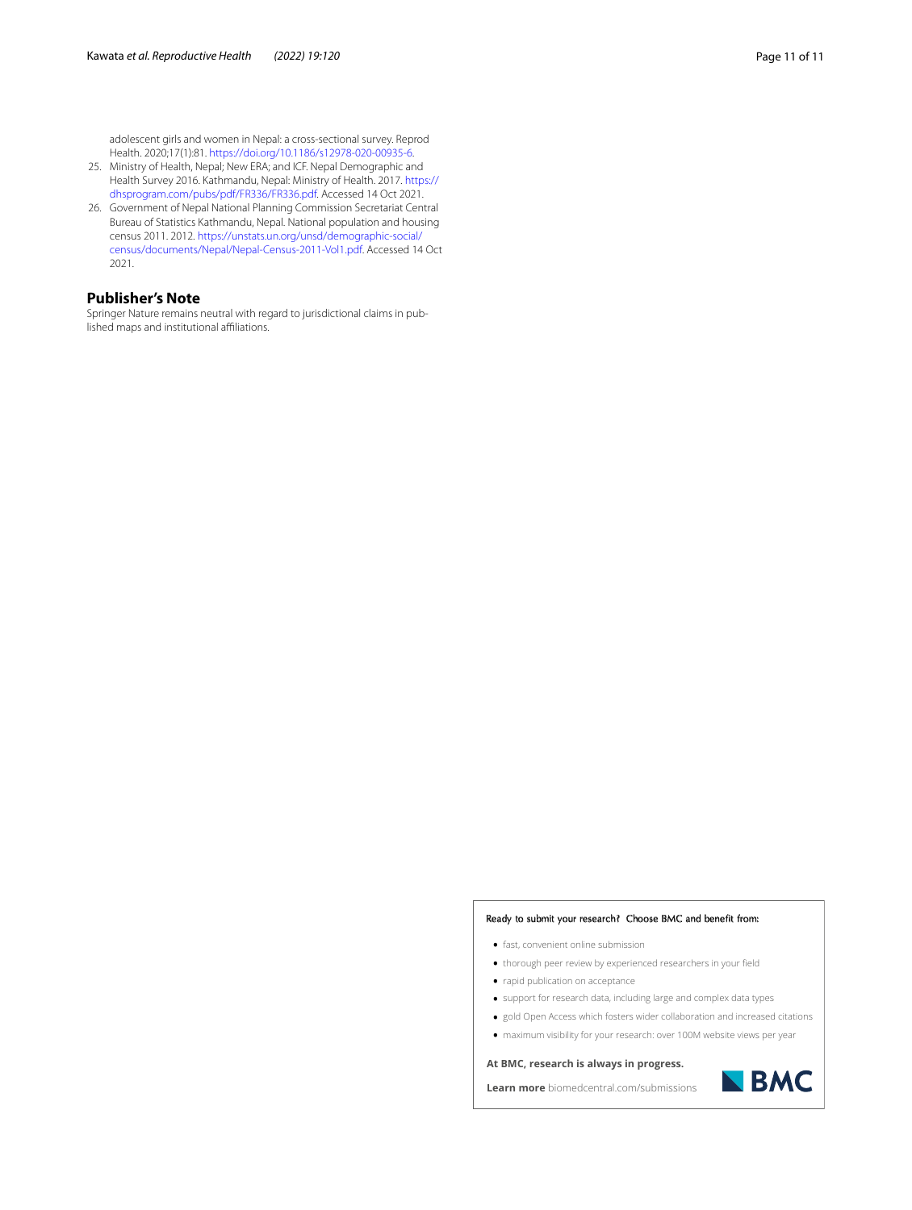adolescent girls and women in Nepal: a cross-sectional survey. Reprod Health. 2020;17(1):81. https://doi.org/10.1186/s12978-020-00935-6.

25. Ministry of Health, Nepal; New ERA; and ICF. Nepal Demographic and Health Survey 2016. Kathmandu, Nepal: Ministry of Health. 2017. https://dhsprogram.com/pubs/pdf/FR336/FR336.pdf. Accessed 14 Oct 2021.
26. Government of Nepal National Planning Commission Secretariat Central Bureau of Statistics Kathmandu, Nepal. National population and housing census 2011. 2012. https://unstats.un.org/unsd/demographic-social/census/documents/Nepal/Nepal-Census-2011-Vol1.pdf. Accessed 14 Oct 2021.

## Publisher's Note

Springer Nature remains neutral with regard to jurisdictional claims in published maps and institutional affiliations.

Ready to submit your research? Choose BMC and benefit from:

- fast, convenient online submission
- thorough peer review by experienced researchers in your field
- rapid publication on acceptance
- support for research data, including large and complex data types
- gold Open Access which fosters wider collaboration and increased citations
- maximum visibility for your research: over 100M website views per year

**At BMC, research is always in progress.**

**Learn more** biomedcentral.com/submissions

BMC